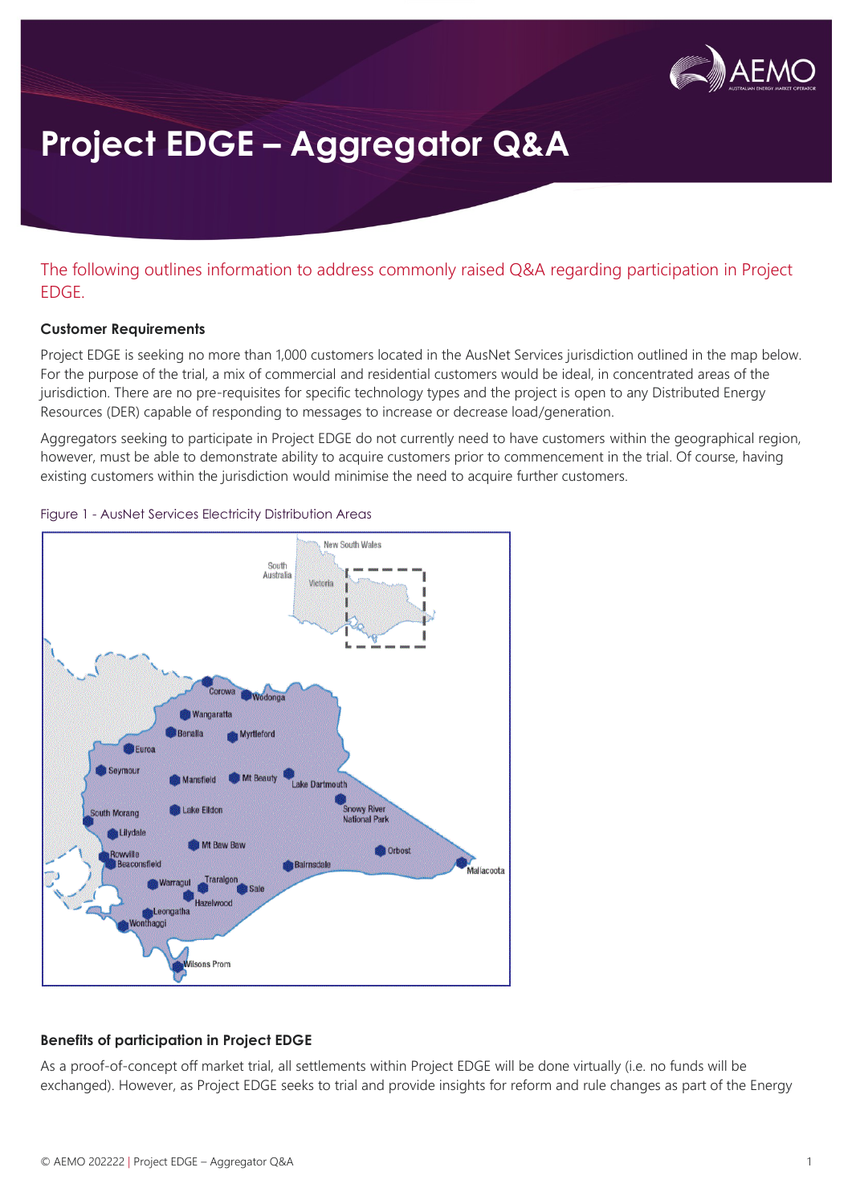// Project EDGE — AEMO Aggregator Q&A page 1 (doc 4f108650899c)
# Project EDGE – Aggregator Q&A

The following outlines information to address commonly raised Q&A regarding participation in Project EDGE.

### Customer Requirements

Project EDGE is seeking no more than 1,000 customers located in the AusNet Services jurisdiction outlined in the map below. For the purpose of the trial, a mix of commercial and residential customers would be ideal, in concentrated areas of the jurisdiction. There are no pre-requisites for specific technology types and the project is open to any Distributed Energy Resources (DER) capable of responding to messages to increase or decrease load/generation.

Aggregators seeking to participate in Project EDGE do not currently need to have customers within the geographical region, however, must be able to demonstrate ability to acquire customers prior to commencement in the trial. Of course, having existing customers within the jurisdiction would minimise the need to acquire further customers.

Figure 1 - AusNet Services Electricity Distribution Areas

### Benefits of participation in Project EDGE

As a proof-of-concept off market trial, all settlements within Project EDGE will be done virtually (i.e. no funds will be exchanged). However, as Project EDGE seeks to trial and provide insights for reform and rule changes as part of the Energy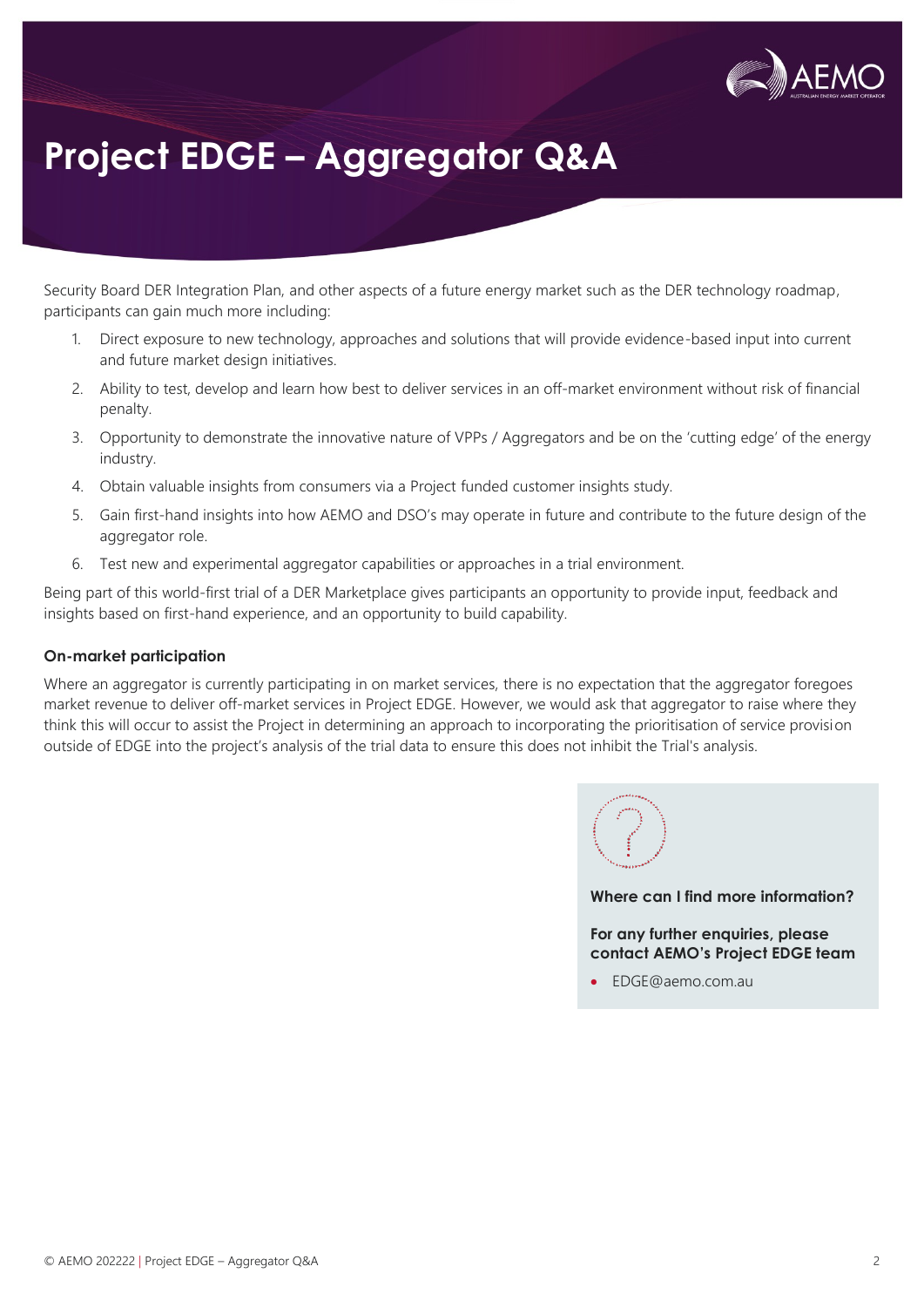Security Board DER Integration Plan, and other aspects of a future energy market such as the DER technology roadmap, participants can gain much more including:

1. Direct exposure to new technology, approaches and solutions that will provide evidence-based input into current and future market design initiatives.
2. Ability to test, develop and learn how best to deliver services in an off-market environment without risk of financial penalty.
3. Opportunity to demonstrate the innovative nature of VPPs / Aggregators and be on the 'cutting edge' of the energy industry.
4. Obtain valuable insights from consumers via a Project funded customer insights study.
5. Gain first-hand insights into how AEMO and DSO's may operate in future and contribute to the future design of the aggregator role.
6. Test new and experimental aggregator capabilities or approaches in a trial environment.

Being part of this world-first trial of a DER Marketplace gives participants an opportunity to provide input, feedback and insights based on first-hand experience, and an opportunity to build capability.

### On-market participation

Where an aggregator is currently participating in on market services, there is no expectation that the aggregator foregoes market revenue to deliver off-market services in Project EDGE. However, we would ask that aggregator to raise where they think this will occur to assist the Project in determining an approach to incorporating the prioritisation of service provision outside of EDGE into the project's analysis of the trial data to ensure this does not inhibit the Trial's analysis.

**Where can I find more information?**

**For any further enquiries, please contact AEMO's Project EDGE team**

- EDGE@aemo.com.au